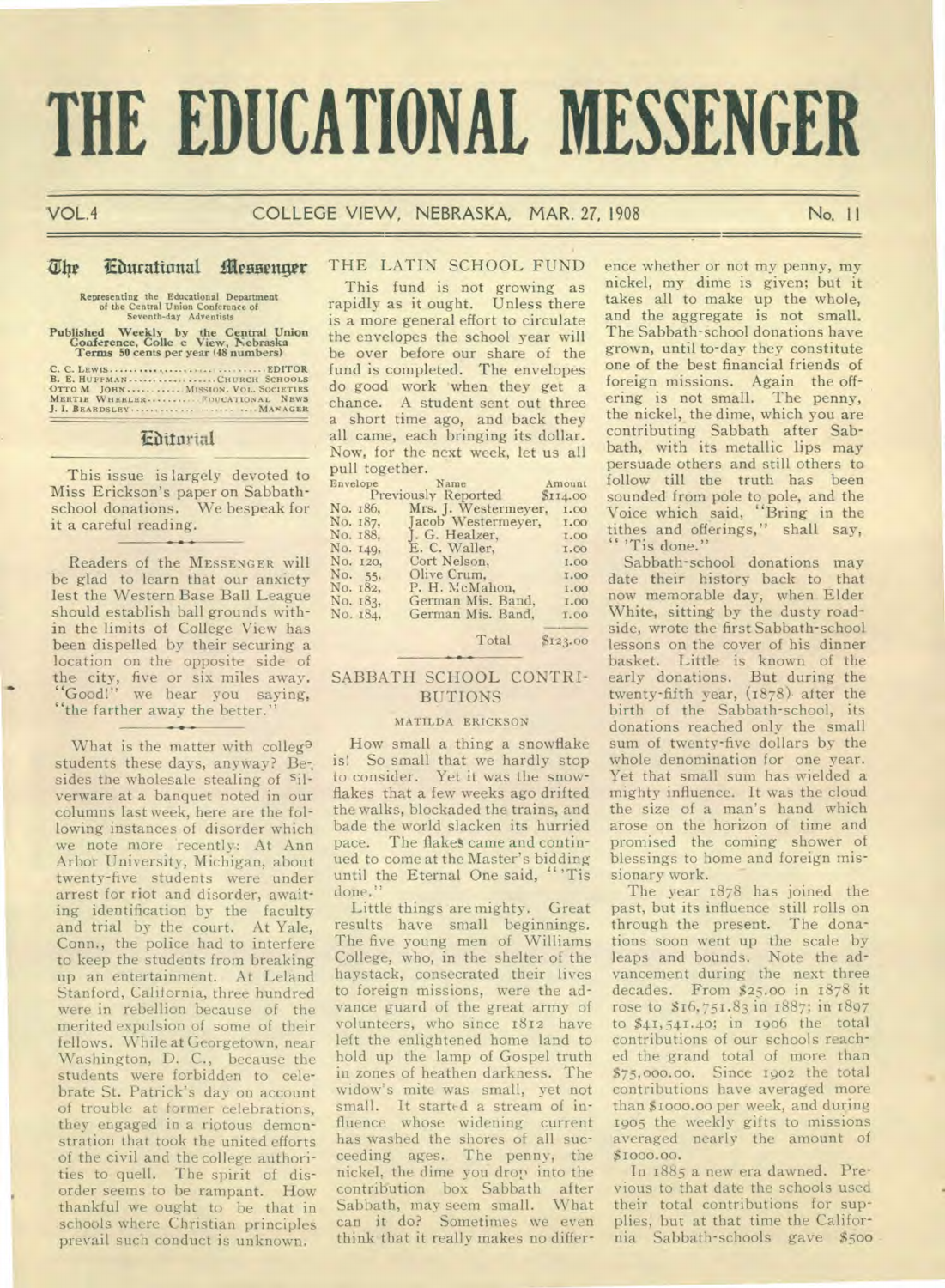# THE EDUCATIONAL MESSENGER

VOL. 4 — COLLEGE VIEW, NEBRASKA, MAR. 27, 1908 — No. 11

## The Educational Messenger

Representing the Educational Department of the Central Union Conference of Seventh-day Adventists

Published Weekly by the Central Union Conference, College View, Nebraska
Terms 50 cents per year (48 numbers)

C. C. LEWIS .................. EDITOR
B. E. HUFFMAN .................. CHURCH SCHOOLS
OTTO M. JOHN .................. MISSION. VOL. SOCIETIES
MERTIE WHEELER .................. EDUCATIONAL NEWS
J. I. BEARDSLEY .................. MANAGER

## Editorial

This issue is largely devoted to Miss Erickson's paper on Sabbath-school donations. We bespeak for it a careful reading.

Readers of the MESSENGER will be glad to learn that our anxiety lest the Western Base Ball League should establish ball grounds within the limits of College View has been dispelled by their securing a location on the opposite side of the city, five or six miles away. "Good!" we hear you saying, "the farther away the better."

What is the matter with college students these days, anyway? Besides the wholesale stealing of silverware at a banquet noted in our columns last week, here are the following instances of disorder which we note more recently: At Ann Arbor University, Michigan, about twenty-five students were under arrest for riot and disorder, awaiting identification by the faculty and trial by the court. At Yale, Conn., the police had to interfere to keep the students from breaking up an entertainment. At Leland Stanford, California, three hundred were in rebellion because of the merited expulsion of some of their fellows. While at Georgetown, near Washington, D. C., because the students were forbidden to celebrate St. Patrick's day on account of trouble at former celebrations, they engaged in a riotous demonstration that took the united efforts of the civil and the college authorities to quell. The spirit of disorder seems to be rampant. How thankful we ought to be that in schools where Christian principles prevail such conduct is unknown.

## THE LATIN SCHOOL FUND

This fund is not growing as rapidly as it ought. Unless there is a more general effort to circulate the envelopes the school year will be over before our share of the fund is completed. The envelopes do good work when they get a chance. A student sent out three a short time ago, and back they all came, each bringing its dollar. Now, for the next week, let us all pull together.

| Envelope | Name | Amount |
|---|---|---|
| | Previously Reported | $114.00 |
| No. 186, | Mrs. J. Westermeyer, | 1.00 |
| No. 187, | Jacob Westermeyer, | 1.00 |
| No. 188, | J. G. Healzer, | 1.00 |
| No. 149, | E. C. Waller, | 1.00 |
| No. 120, | Cort Nelson, | 1.00 |
| No. 55, | Olive Crum, | 1.00 |
| No. 182, | P. H. McMahon, | 1.00 |
| No. 183, | German Mis. Band, | 1.00 |
| No. 184, | German Mis. Band, | 1.00 |
| | Total | $123.00 |

## SABBATH SCHOOL CONTRIBUTIONS

MATILDA ERICKSON

How small a thing a snowflake is! So small that we hardly stop to consider. Yet it was the snowflakes that a few weeks ago drifted the walks, blockaded the trains, and bade the world slacken its hurried pace. The flakes came and continued to come at the Master's bidding until the Eternal One said, "'Tis done."

Little things are mighty. Great results have small beginnings. The five young men of Williams College, who, in the shelter of the haystack, consecrated their lives to foreign missions, were the advance guard of the great army of volunteers, who since 1812 have left the enlightened home land to hold up the lamp of Gospel truth in zones of heathen darkness. The widow's mite was small, yet not small. It started a stream of influence whose widening current has washed the shores of all succeeding ages. The penny, the nickel, the dime you drop into the contribution box Sabbath after Sabbath, may seem small. What can it do? Sometimes we even think that it really makes no difference whether or not my penny, my nickel, my dime is given; but it takes all to make up the whole, and the aggregate is not small. The Sabbath-school donations have grown, until to-day they constitute one of the best financial friends of foreign missions. Again the offering is not small. The penny, the nickel, the dime, which you are contributing Sabbath after Sabbath, with its metallic lips may persuade others and still others to follow till the truth has been sounded from pole to pole, and the Voice which said, "Bring in the tithes and offerings," shall say, "'Tis done."

Sabbath-school donations may date their history back to that now memorable day, when Elder White, sitting by the dusty roadside, wrote the first Sabbath-school lessons on the cover of his dinner basket. Little is known of the early donations. But during the twenty-fifth year, (1878) after the birth of the Sabbath-school, its donations reached only the small sum of twenty-five dollars by the whole denomination for one year. Yet that small sum has wielded a mighty influence. It was the cloud the size of a man's hand which arose on the horizon of time and promised the coming shower of blessings to home and foreign missionary work.

The year 1878 has joined the past, but its influence still rolls on through the present. The donations soon went up the scale by leaps and bounds. Note the advancement during the next three decades. From $25.00 in 1878 it rose to $16,751.83 in 1887; in 1897 to $41,541.40; in 1906 the total contributions of our schools reached the grand total of more than $75,000.00. Since 1902 the total contributions have averaged more than $1000.00 per week, and during 1905 the weekly gifts to missions averaged nearly the amount of $1000.00.

In 1885 a new era dawned. Previous to that date the schools used their total contributions for supplies, but at that time the California Sabbath-schools gave $500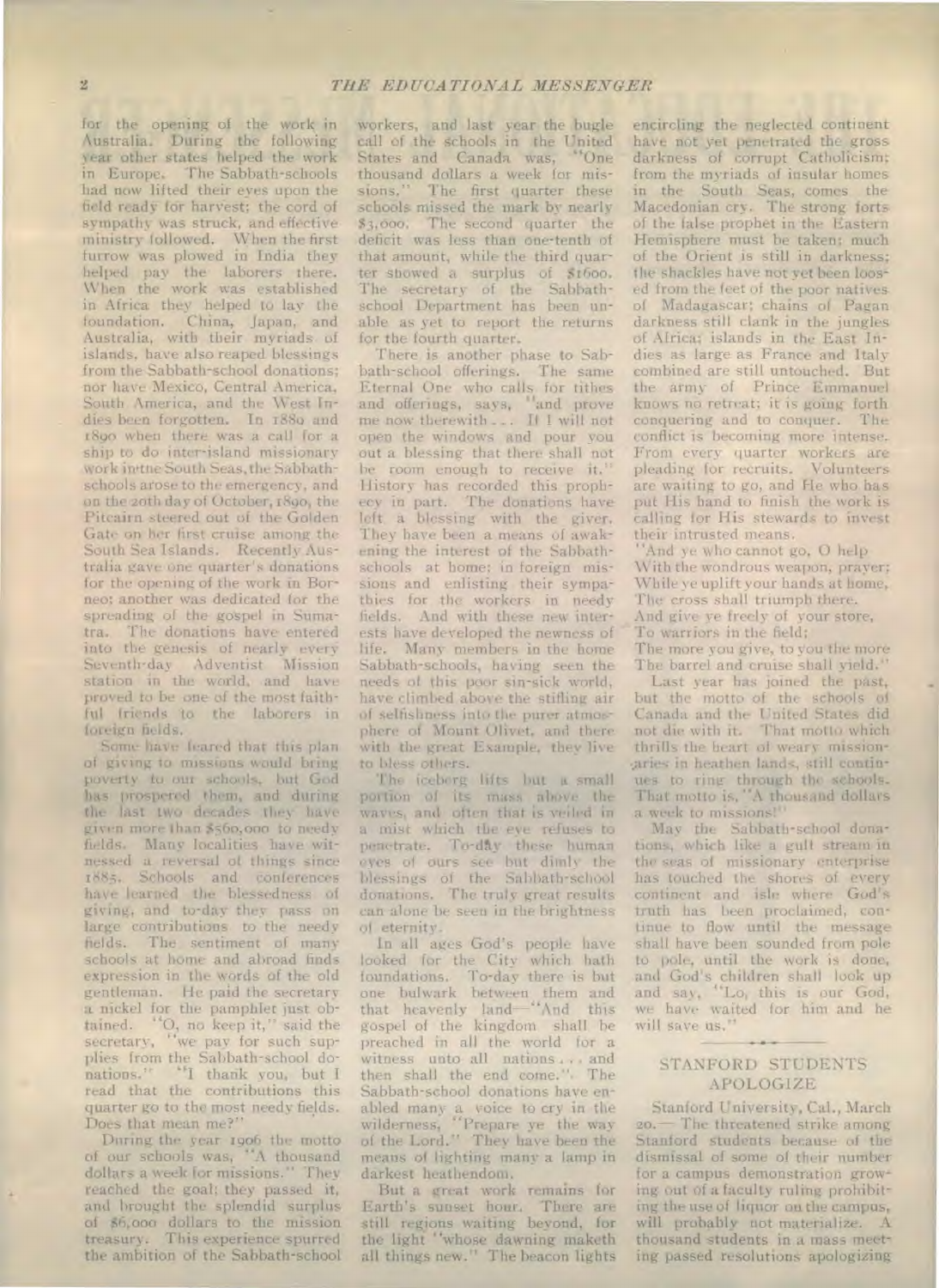for the opening of the work in Australia. During the following year other states helped the work in Europe. The Sabbath-schools had now lifted their eyes upon the field ready for harvest; the cord of sympathy was struck, and effective ministry followed. When the first furrow was plowed in India they helped pay the laborers there. When the work was established in Africa they helped to lay the foundation. China, Japan, and Australia, with their myriads of islands, have also reaped blessings from the Sabbath-school donations; nor have Mexico, Central America, South America, and the West Indies been forgotten. In 1880 and 1890 when there was a call for a ship to do inter-island missionary work in the South Seas, the Sabbath-schools arose to the emergency, and on the 20th day of October, 1890, the Pitcairn steered out of the Golden Gate on her first cruise among the South Sea Islands. Recently Australia gave one quarter's donations for the opening of the work in Borneo; another was dedicated for the spreading of the gospel in Sumatra. The donations have entered into the genesis of nearly every Seventh-day Adventist Mission station in the world, and have proved to be one of the most faithful friends to the laborers in foreign fields.

Some have feared that this plan of giving to missions would bring poverty to our schools, but God has prospered them, and during the last two decades they have given more than $560,000 to needy fields. Many localities have witnessed a reversal of things since 1885. Schools and conferences have learned the blessedness of giving, and to-day they pass on large contributions to the needy fields. The sentiment of many schools at home and abroad finds expression in the words of the old gentleman. He paid the secretary a nickel for the pamphlet just obtained. "O, no keep it," said the secretary, "we pay for such supplies from the Sabbath-school donations." "I thank you, but I read that the contributions this quarter go to the most needy fields. Does that mean me?"

During the year 1906 the motto of our schools was, "A thousand dollars a week for missions." They reached the goal; they passed it, and brought the splendid surplus of $6,000 dollars to the mission treasury. This experience spurred the ambition of the Sabbath-school workers, and last year the bugle call of the schools in the United States and Canada was, "One thousand dollars a week for missions." The first quarter these schools missed the mark by nearly $3,000. The second quarter the deficit was less than one-tenth of that amount, while the third quarter showed a surplus of $1600. The secretary of the Sabbath-school Department has been unable as yet to report the returns for the fourth quarter.

There is another phase to Sabbath-school offerings. The same Eternal One who calls for tithes and offerings, says, "and prove me now therewith . . . If I will not open the windows and pour you out a blessing that there shall not be room enough to receive it." History has recorded this prophecy in part. The donations have left a blessing with the giver. They have been a means of awakening the interest of the Sabbath-schools at home; in foreign missions and enlisting their sympathies for the workers in needy fields. And with these new interests have developed the newness of life. Many members in the home Sabbath-schools, having seen the needs of this poor sin-sick world, have climbed above the stifling air of selfishness into the purer atmosphere of Mount Olivet, and there with the great Example, they live to bless others.

The iceberg lifts but a small portion of its mass above the waves, and often that is veiled in a mist which the eye refuses to penetrate. To-day these human eyes of ours see but dimly the blessings of the Sabbath-school donations. The truly great results can alone be seen in the brightness of eternity.

In all ages God's people have looked for the City which hath foundations. To-day there is but one bulwark between them and that heavenly land—"And this gospel of the kingdom shall be preached in all the world for a witness unto all nations . . . and then shall the end come." The Sabbath-school donations have enabled many a voice to cry in the wilderness, "Prepare ye the way of the Lord." They have been the means of lighting many a lamp in darkest heathendom.

But a great work remains for Earth's sunset hour. There are still regions waiting beyond, for the light "whose dawning maketh all things new." The beacon lights encircling the neglected continent have not yet penetrated the gross darkness of corrupt Catholicism; from the myriads of insular homes in the South Seas, comes the Macedonian cry. The strong forts of the false prophet in the Eastern Hemisphere must be taken; much of the Orient is still in darkness; the shackles have not yet been loosed from the feet of the poor natives of Madagascar; chains of Pagan darkness still clank in the jungles of Africa; islands in the East Indies as large as France and Italy combined are still untouched. But the army of Prince Emmanuel knows no retreat; it is going forth conquering and to conquer. The conflict is becoming more intense. From every quarter workers are pleading for recruits. Volunteers are waiting to go, and He who has put His hand to finish the work is calling for His stewards to invest their intrusted means.

"And ye who cannot go, O help  
With the wondrous weapon, prayer;  
While ye uplift your hands at home,  
The cross shall triumph there.  
And give ye freely of your store,  
To warriors in the field;  
The more you give, to you the more  
The barrel and cruise shall yield."

Last year has joined the past, but the motto of the schools of Canada and the United States did not die with it. That motto which thrills the heart of weary missionaries in heathen lands, still continues to ring through the schools. That motto is, "A thousand dollars a week to missions!"

May the Sabbath-school donations, which like a gulf stream in the seas of missionary enterprise has touched the shores of every continent and isle where God's truth has been proclaimed, continue to flow until the message shall have been sounded from pole to pole, until the work is done, and God's children shall look up and say, "Lo, this is our God, we have waited for him and he will save us."

## STANFORD STUDENTS APOLOGIZE

Stanford University, Cal., March 20.— The threatened strike among Stanford students because of the dismissal of some of their number for a campus demonstration growing out of a faculty ruling prohibiting the use of liquor on the campus, will probably not materialize. A thousand students in a mass meeting passed resolutions apologizing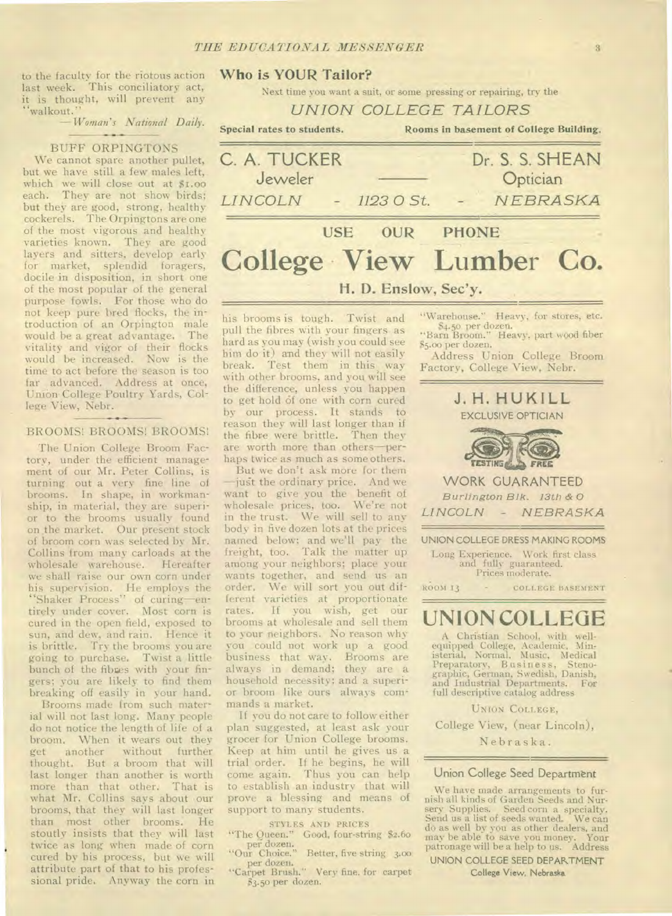to the faculty for the riotous action last week. This conciliatory act, it is thought, will prevent any "walkout."

—*Woman's National Daily.*

## BUFF ORPINGTONS

We cannot spare another pullet, but we have still a few males left, which we will close out at $1.00 each. They are not show birds; but they are good, strong, healthy cockerels. The Orpingtons are one of the most vigorous and healthy varieties known. They are good layers and sitters, develop early for market, splendid foragers, docile in disposition, in short one of the most popular of the general purpose fowls. For those who do not keep pure bred flocks, the introduction of an Orpington male would be a great advantage. The vitality and vigor of their flocks would be increased. Now is the time to act before the season is too far advanced. Address at once, Union College Poultry Yards, College View, Nebr.

## BROOMS! BROOMS! BROOMS!

The Union College Broom Factory, under the efficient management of our Mr. Peter Collins, is turning out a very fine line of brooms. In shape, in workmanship, in material, they are superior to the brooms usually found on the market. Our present stock of broom corn was selected by Mr. Collins from many carloads at the wholesale warehouse. Hereafter we shall raise our own corn under his supervision. He employs the "Shaker Process" of curing—entirely under cover. Most corn is cured in the open field, exposed to sun, and dew, and rain. Hence it is brittle. Try the brooms you are going to purchase. Twist a little bunch of the fibres with your fingers; you are likely to find them breaking off easily in your hand.

Brooms made from such material will not last long. Many people do not notice the length of life of a broom. When it wears out they get another without further thought. But a broom that will last longer than another is worth more than that other. That is what Mr. Collins says about our brooms, that they will last longer than most other brooms. He stoutly insists that they will last twice as long when made of corn cured by his process, but we will attribute part of that to his professional pride. Anyway the corn in his brooms is tough. Twist and pull the fibres with your fingers as hard as you may (wish you could see him do it) and they will not easily break. Test them in this way with other brooms, and you will see the difference, unless you happen to get hold of one with corn cured by our process. It stands to reason they will last longer than if the fibre were brittle. Then they are worth more than others—perhaps twice as much as some others.

But we don't ask more for them—just the ordinary price. And we want to give you the benefit of wholesale prices, too. We're not in the trust. We will sell to any body in five dozen lots at the prices named below; and we'll pay the freight, too. Talk the matter up among your neighbors; place your wants together, and send us an order. We will sort you out different varieties at proportionate rates. If you wish, get our brooms at wholesale and sell them to your neighbors. No reason why you could not work up a good business that way. Brooms are always in demand; they are a household necessity; and a superior broom like ours always commands a market.

If you do not care to follow either plan suggested, at least ask your grocer for Union College brooms. Keep at him until he gives us a trial order. If he begins, he will come again. Thus you can help to establish an industry that will prove a blessing and means of support to many students.

STYLES AND PRICES

"The Queen." Good, four-string $2.60 per dozen.

"Our Choice." Better, five string 3.00 per dozen.

"Carpet Brush." Very fine, for carpet $3.50 per dozen.

"Warehouse." Heavy, for stores, etc. $4.50 per dozen.

"Barn Broom." Heavy, part wood fiber $5.00 per dozen.

Address Union College Broom Factory, College View, Nebr.

---

## Who is YOUR Tailor?

Next time you want a suit, or some pressing or repairing, try the

*UNION COLLEGE TAILORS*

**Special rates to students.** **Rooms in basement of College Building.**

---

C. A. TUCKER — Jeweler | Dr. S. S. SHEAN — Optician

*LINCOLN* - *1123 O St.* - *NEBRASKA*

---

USE OUR PHONE

# College View Lumber Co.

**H. D. Enslow, Sec'y.**

---

## J. H. HUKILL

EXCLUSIVE OPTICIAN

TESTING FREE

WORK GUARANTEED

*Burlington Blk. 13th & O*

*LINCOLN - NEBRASKA*

---

UNION COLLEGE DRESS MAKING ROOMS

Long Experience. Work first class and fully guaranteed. Prices moderate.

ROOM 13 - COLLEGE BASEMENT

---

# UNION COLLEGE

A Christian School, with well-equipped College, Academic, Ministerial, Normal, Music, Medical Preparatory, Business, Stenographic, German, Swedish, Danish, and Industrial Departments. For full descriptive catalog address

UNION COLLEGE,

College View, (near Lincoln),

Nebraska.

---

## Union College Seed Department

We have made arrangements to furnish all kinds of Garden Seeds and Nursery Supplies. Seed corn a specialty. Send us a list of seeds wanted. We can do as well by you as other dealers, and may be able to save you money. Your patronage will be a help to us. Address

UNION COLLEGE SEED DEPARTMENT

College View, Nebraska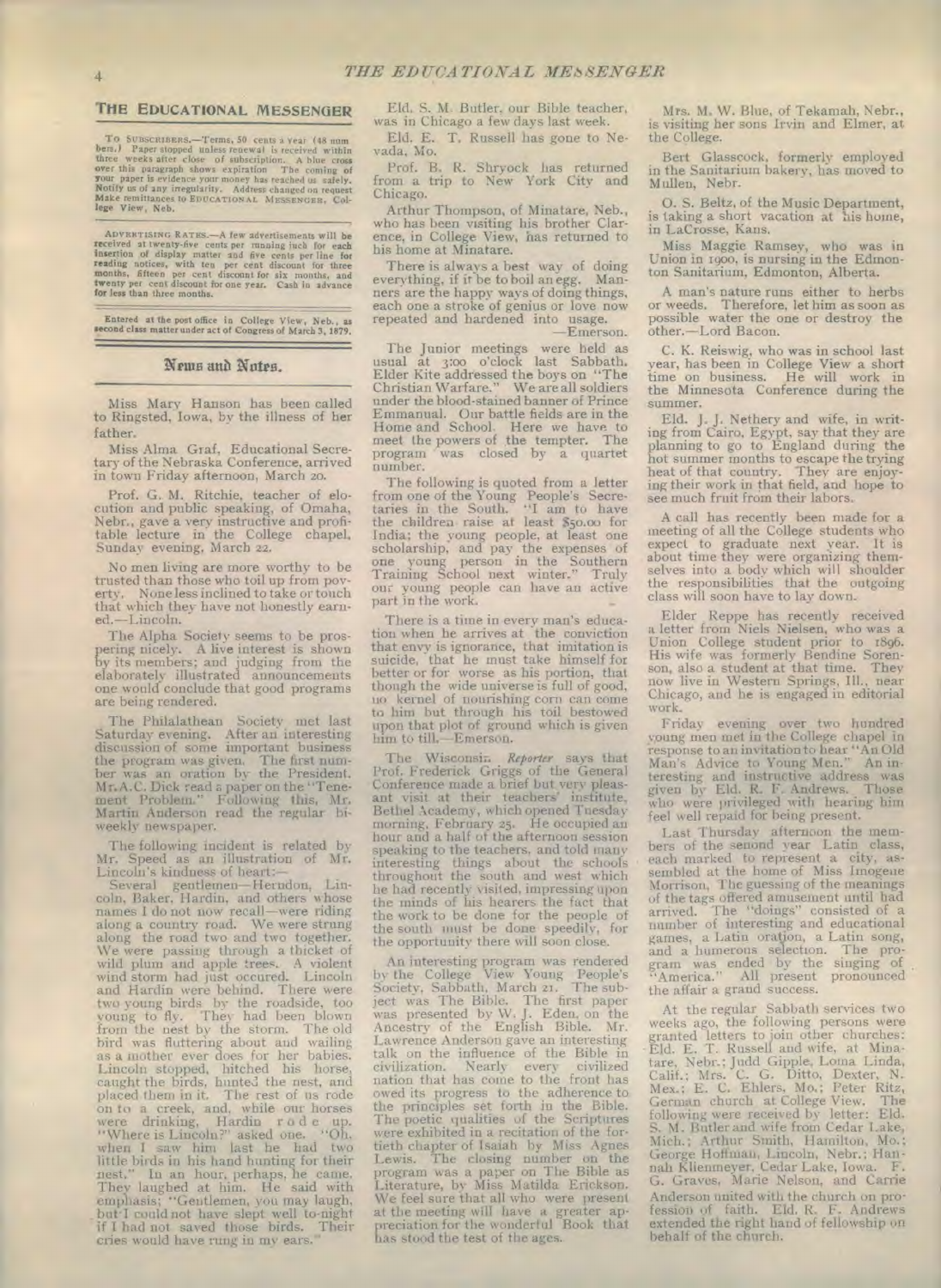## THE EDUCATIONAL MESSENGER

To SUBSCRIBERS.—Terms, 50 cents a year (48 numbers.) Paper stopped unless renewal is received within three weeks after close of subscription. A blue cross over this paragraph shows expiration. The coming of your paper is evidence your money has reached us safely. Notify us of any irregularity. Address changed on request. Make remittances to EDUCATIONAL MESSENGER, College View, Neb.

ADVERTISING RATES.—A few advertisements will be received at twenty-five cents per running inch for each insertion of display matter and five cents per line for reading notices, with ten per cent discount for three months, fifteen per cent discount for six months, and twenty per cent discount for one year. Cash in advance for less than three months.

Entered at the post office in College View, Neb., as second class matter under act of Congress of March 3, 1879.

### News and Notes.

Miss Mary Hanson has been called to Ringsted, Iowa, by the illness of her father.

Miss Alma Graf, Educational Secretary of the Nebraska Conference, arrived in town Friday afternoon, March 20.

Prof. G. M. Ritchie, teacher of elocution and public speaking, of Omaha, Nebr., gave a very instructive and profitable lecture in the College chapel, Sunday evening, March 22.

No men living are more worthy to be trusted than those who toil up from poverty. None less inclined to take or touch that which they have not honestly earned.—Lincoln.

The Alpha Society seems to be prospering nicely. A live interest is shown by its members; and judging from the elaborately illustrated announcements one would conclude that good programs are being rendered.

The Philalathean Society met last Saturday evening. After an interesting discussion of some important business the program was given. The first number was an oration by the President. Mr. A.C. Dick read a paper on the "Tenement Problem." Following this, Mr. Martin Anderson read the regular bi-weekly newspaper.

The following incident is related by Mr. Speed as an illustration of Mr. Lincoln's kindness of heart:—

Several gentlemen—Herndon, Lincoln, Baker, Hardin, and others whose names I do not now recall—were riding along a country road. We were strung along the road two and two together. We were passing through a thicket of wild plum and apple trees. A violent wind storm had just occured. Lincoln and Hardin were behind. There were two young birds by the roadside, too young to fly. They had been blown from the nest by the storm. The old bird was fluttering about and wailing as a mother ever does for her babies. Lincoln stopped, hitched his horse, caught the birds, hunted the nest, and placed them in it. The rest of us rode on to a creek, and, while our horses were drinking, Hardin rode up. "Where is Lincoln?" asked one. "Oh, when I saw him last he had two little birds in his hand hunting for their nest." In an hour, perhaps, he came. They laughed at him. He said with emphasis; "Gentlemen, you may laugh, but I could not have slept well to-night if I had not saved those birds. Their cries would have rung in my ears."

Eld. S. M. Butler, our Bible teacher, was in Chicago a few days last week.

Eld. E. T. Russell has gone to Nevada, Mo.

Prof. B. R. Shryock has returned from a trip to New York City and Chicago.

Arthur Thompson, of Minatare, Neb., who has been visiting his brother Clarence, in College View, has returned to his home at Minatare.

There is always a best way of doing everything, if it be to boil an egg. Manners are the happy ways of doing things, each one a stroke of genius or love now repeated and hardened into usage.
—Emerson.

The Junior meetings were held as usual at 3:00 o'clock last Sabbath. Elder Kite addressed the boys on "The Christian Warfare." We are all soldiers under the blood-stained banner of Prince Emmanual. Our battle fields are in the Home and School. Here we have to meet the powers of the tempter. The program was closed by a quartet number.

The following is quoted from a letter from one of the Young People's Secretaries in the South. "I am to have the children raise at least $50.00 for India; the young people, at least one scholarship, and pay the expenses of one young person in the Southern Training School next winter." Truly our young people can have an active part in the work.

There is a time in every man's education when he arrives at the conviction that envy is ignorance, that imitation is suicide, that he must take himself for better or for worse as his portion, that though the wide universe is full of good, no kernel of nourishing corn can come to him but through his toil bestowed upon that plot of ground which is given him to till.—Emerson.

The Wisconsin *Reporter* says that Prof. Frederick Griggs of the General Conference made a brief but very pleasant visit at their teachers' institute, Bethel Academy, which opened Tuesday morning, February 25. He occupied an hour and a half of the afternoon session speaking to the teachers, and told many interesting things about the schools throughout the south and west which he had recently visited, impressing upon the minds of his hearers the fact that the work to be done for the people of the south must be done speedily, for the opportunity there will soon close.

An interesting program was rendered by the College View Young People's Society, Sabbath, March 21. The subject was The Bible. The first paper was presented by W. J. Eden, on the Ancestry of the English Bible. Mr. Lawrence Anderson gave an interesting talk on the influence of the Bible in civilization. Nearly every civilized nation that has come to the front has owed its progress to the adherence to the principles set forth in the Bible. The poetic qualities of the Scriptures were exhibited in a recitation of the fortieth chapter of Isaiah by Miss Agnes Lewis. The closing number on the program was a paper on The Bible as Literature, by Miss Matilda Erickson. We feel sure that all who were present at the meeting will have a greater appreciation for the wonderful Book that has stood the test of the ages.

Mrs. M. W. Blue, of Tekamah, Nebr., is visiting her sons Irvin and Elmer, at the College.

Bert Glasscock, formerly employed in the Sanitarium bakery, has moved to Mullen, Nebr.

O. S. Beltz, of the Music Department, is taking a short vacation at his home, in LaCrosse, Kans.

Miss Maggie Ramsey, who was in Union in 1900, is nursing in the Edmonton Sanitarium, Edmonton, Alberta.

A man's nature runs either to herbs or weeds. Therefore, let him as soon as possible water the one or destroy the other.—Lord Bacon.

C. K. Reiswig, who was in school last year, has been in College View a short time on business. He will work in the Minnesota Conference during the summer.

Eld. J. J. Nethery and wife, in writing from Cairo, Egypt, say that they are planning to go to England during the hot summer months to escape the trying heat of that country. They are enjoying their work in that field, and hope to see much fruit from their labors.

A call has recently been made for a meeting of all the College students who expect to graduate next year. It is about time they were organizing themselves into a body which will shoulder the responsibilities that the outgoing class will soon have to lay down.

Elder Reppe has recently received a letter from Niels Nielsen, who was a Union College student prior to 1896. His wife was formerly Bendine Sorenson, also a student at that time. They now live in Western Springs, Ill., near Chicago, and he is engaged in editorial work.

Friday evening over two hundred young men met in the College chapel in response to an invitation to hear "An Old Man's Advice to Young Men." An interesting and instructive address was given by Eld. R. F. Andrews. Those who were privileged with hearing him feel well repaid for being present.

Last Thursday afternoon the members of the senond year Latin class, each marked to represent a city, assembled at the home of Miss Imogene Morrison. The guessing of the meanings of the tags offered amusement until had arrived. The "doings" consisted of a number of interesting and educational games, a Latin oration, a Latin song, and a humerous selection. The program was ended by the singing of "America." All present pronounced the affair a grand success.

At the regular Sabbath services two weeks ago, the following persons were granted letters to join other churches: Eld. E. T. Russell and wife, at Minatare, Nebr.; Judd Gipple, Loma Linda, Calif.; Mrs. C. G. Ditto, Dexter, N. Mex.; E. C. Ehlers, Mo.; Peter Ritz, German church at College View. The following were received by letter: Eld. S. M. Butler and wife from Cedar Lake, Mich.; Arthur Smith, Hamilton, Mo.; George Hoffman, Lincoln, Nebr.; Hannah Klienmeyer, Cedar Lake, Iowa. F. G. Graves, Marie Nelson, and Carrie Anderson united with the church on profession of faith. Eld. R. F. Andrews extended the right hand of fellowship on behalf of the church.